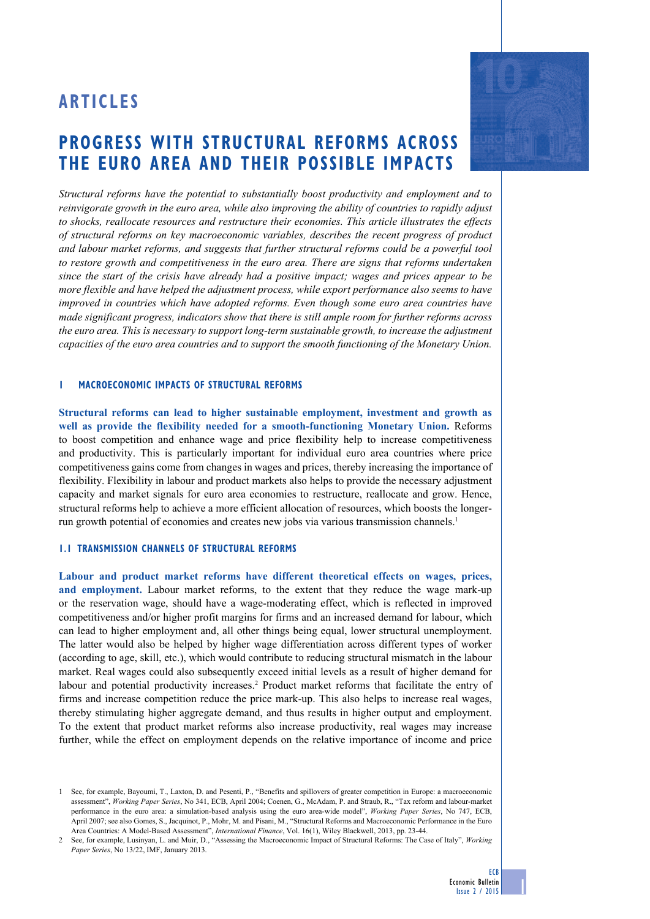# ARTICLES

# PROGRESS WITH STRUCTURAL REFORMS ACROSS THE EURO AREA AND THEIR POSSIBLE IMPACTS

*Structural reforms have the potential to substantially boost productivity and employment and to reinvigorate growth in the euro area, while also improving the ability of countries to rapidly adjust to shocks, reallocate resources and restructure their economies. This article illustrates the effects of structural reforms on key macroeconomic variables, describes the recent progress of product and labour market reforms, and suggests that further structural reforms could be a powerful tool to restore growth and competitiveness in the euro area. There are signs that reforms undertaken since the start of the crisis have already had a positive impact; wages and prices appear to be more flexible and have helped the adjustment process, while export performance also seems to have improved in countries which have adopted reforms. Even though some euro area countries have made significant progress, indicators show that there is still ample room for further reforms across the euro area. This is necessary to support long-term sustainable growth, to increase the adjustment capacities of the euro area countries and to support the smooth functioning of the Monetary Union.*

## 1 MACROECONOMIC IMPACTS OF STRUCTURAL REFORMS

**Structural reforms can lead to higher sustainable employment, investment and growth as well as provide the flexibility needed for a smooth-functioning Monetary Union.** Reforms to boost competition and enhance wage and price flexibility help to increase competitiveness and productivity. This is particularly important for individual euro area countries where price competitiveness gains come from changes in wages and prices, thereby increasing the importance of flexibility. Flexibility in labour and product markets also helps to provide the necessary adjustment capacity and market signals for euro area economies to restructure, reallocate and grow. Hence, structural reforms help to achieve a more efficient allocation of resources, which boosts the longer-run growth potential of economies and creates new jobs via various transmission channels.[1]

### 1.1 TRANSMISSION CHANNELS OF STRUCTURAL REFORMS

**Labour and product market reforms have different theoretical effects on wages, prices, and employment.** Labour market reforms, to the extent that they reduce the wage mark-up or the reservation wage, should have a wage-moderating effect, which is reflected in improved competitiveness and/or higher profit margins for firms and an increased demand for labour, which can lead to higher employment and, all other things being equal, lower structural unemployment. The latter would also be helped by higher wage differentiation across different types of worker (according to age, skill, etc.), which would contribute to reducing structural mismatch in the labour market. Real wages could also subsequently exceed initial levels as a result of higher demand for labour and potential productivity increases.[2] Product market reforms that facilitate the entry of firms and increase competition reduce the price mark-up. This also helps to increase real wages, thereby stimulating higher aggregate demand, and thus results in higher output and employment. To the extent that product market reforms also increase productivity, real wages may increase further, while the effect on employment depends on the relative importance of income and price

1 See, for example, Bayoumi, T., Laxton, D. and Pesenti, P., "Benefits and spillovers of greater competition in Europe: a macroeconomic assessment", *Working Paper Series*, No 341, ECB, April 2004; Coenen, G., McAdam, P. and Straub, R., "Tax reform and labour-market performance in the euro area: a simulation-based analysis using the euro area-wide model", *Working Paper Series*, No 747, ECB, April 2007; see also Gomes, S., Jacquinot, P., Mohr, M. and Pisani, M., "Structural Reforms and Macroeconomic Performance in the Euro Area Countries: A Model-Based Assessment", *International Finance*, Vol. 16(1), Wiley Blackwell, 2013, pp. 23-44.

2 See, for example, Lusinyan, L. and Muir, D., "Assessing the Macroeconomic Impact of Structural Reforms: The Case of Italy", *Working Paper Series*, No 13/22, IMF, January 2013.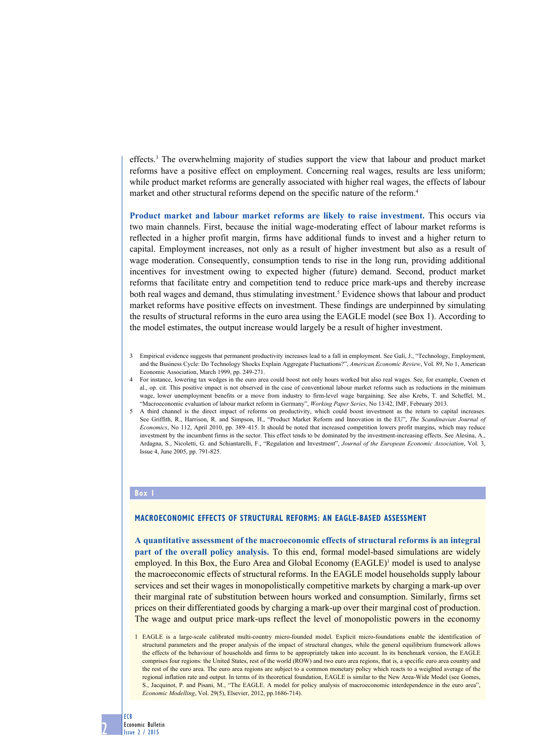effects.[3] The overwhelming majority of studies support the view that labour and product market reforms have a positive effect on employment. Concerning real wages, results are less uniform; while product market reforms are generally associated with higher real wages, the effects of labour market and other structural reforms depend on the specific nature of the reform.[4]

**Product market and labour market reforms are likely to raise investment.** This occurs via two main channels. First, because the initial wage-moderating effect of labour market reforms is reflected in a higher profit margin, firms have additional funds to invest and a higher return to capital. Employment increases, not only as a result of higher investment but also as a result of wage moderation. Consequently, consumption tends to rise in the long run, providing additional incentives for investment owing to expected higher (future) demand. Second, product market reforms that facilitate entry and competition tend to reduce price mark-ups and thereby increase both real wages and demand, thus stimulating investment.[5] Evidence shows that labour and product market reforms have positive effects on investment. These findings are underpinned by simulating the results of structural reforms in the euro area using the EAGLE model (see Box 1). According to the model estimates, the output increase would largely be a result of higher investment.

3 Empirical evidence suggests that permanent productivity increases lead to a fall in employment. See Gali, J., "Technology, Employment, and the Business Cycle: Do Technology Shocks Explain Aggregate Fluctuations?", *American Economic Review*, Vol. 89, No 1, American Economic Association, March 1999, pp. 249-271.

4 For instance, lowering tax wedges in the euro area could boost not only hours worked but also real wages. See, for example, Coenen et al., op. cit. This positive impact is not observed in the case of conventional labour market reforms such as reductions in the minimum wage, lower unemployment benefits or a move from industry to firm-level wage bargaining. See also Krebs, T. and Scheffel, M., "Macroeconomic evaluation of labour market reform in Germany", *Working Paper Series*, No 13/42, IMF, February 2013.

5 A third channel is the direct impact of reforms on productivity, which could boost investment as the return to capital increases. See Griffith, R., Harrison, R. and Simpson, H., "Product Market Reform and Innovation in the EU", *The Scandinavian Journal of Economics*, No 112, April 2010, pp. 389–415. It should be noted that increased competition lowers profit margins, which may reduce investment by the incumbent firms in the sector. This effect tends to be dominated by the investment-increasing effects. See Alesina, A., Ardagna, S., Nicoletti, G. and Schiantarelli, F., "Regulation and Investment", *Journal of the European Economic Association*, Vol. 3, Issue 4, June 2005, pp. 791-825.

**Box 1**

## MACROECONOMIC EFFECTS OF STRUCTURAL REFORMS: AN EAGLE-BASED ASSESSMENT

**A quantitative assessment of the macroeconomic effects of structural reforms is an integral part of the overall policy analysis.** To this end, formal model-based simulations are widely employed. In this Box, the Euro Area and Global Economy (EAGLE)[1] model is used to analyse the macroeconomic effects of structural reforms. In the EAGLE model households supply labour services and set their wages in monopolistically competitive markets by charging a mark-up over their marginal rate of substitution between hours worked and consumption. Similarly, firms set prices on their differentiated goods by charging a mark-up over their marginal cost of production. The wage and output price mark-ups reflect the level of monopolistic powers in the economy

1 EAGLE is a large-scale calibrated multi-country micro-founded model. Explicit micro-foundations enable the identification of structural parameters and the proper analysis of the impact of structural changes, while the general equilibrium framework allows the effects of the behaviour of households and firms to be appropriately taken into account. In its benchmark version, the EAGLE comprises four regions: the United States, rest of the world (ROW) and two euro area regions, that is, a specific euro area country and the rest of the euro area. The euro area regions are subject to a common monetary policy which reacts to a weighted average of the regional inflation rate and output. In terms of its theoretical foundation, EAGLE is similar to the New Area-Wide Model (see Gomes, S., Jacquinot, P. and Pisani, M., "The EAGLE. A model for policy analysis of macroeconomic interdependence in the euro area", *Economic Modelling*, Vol. 29(5), Elsevier, 2012, pp.1686-714).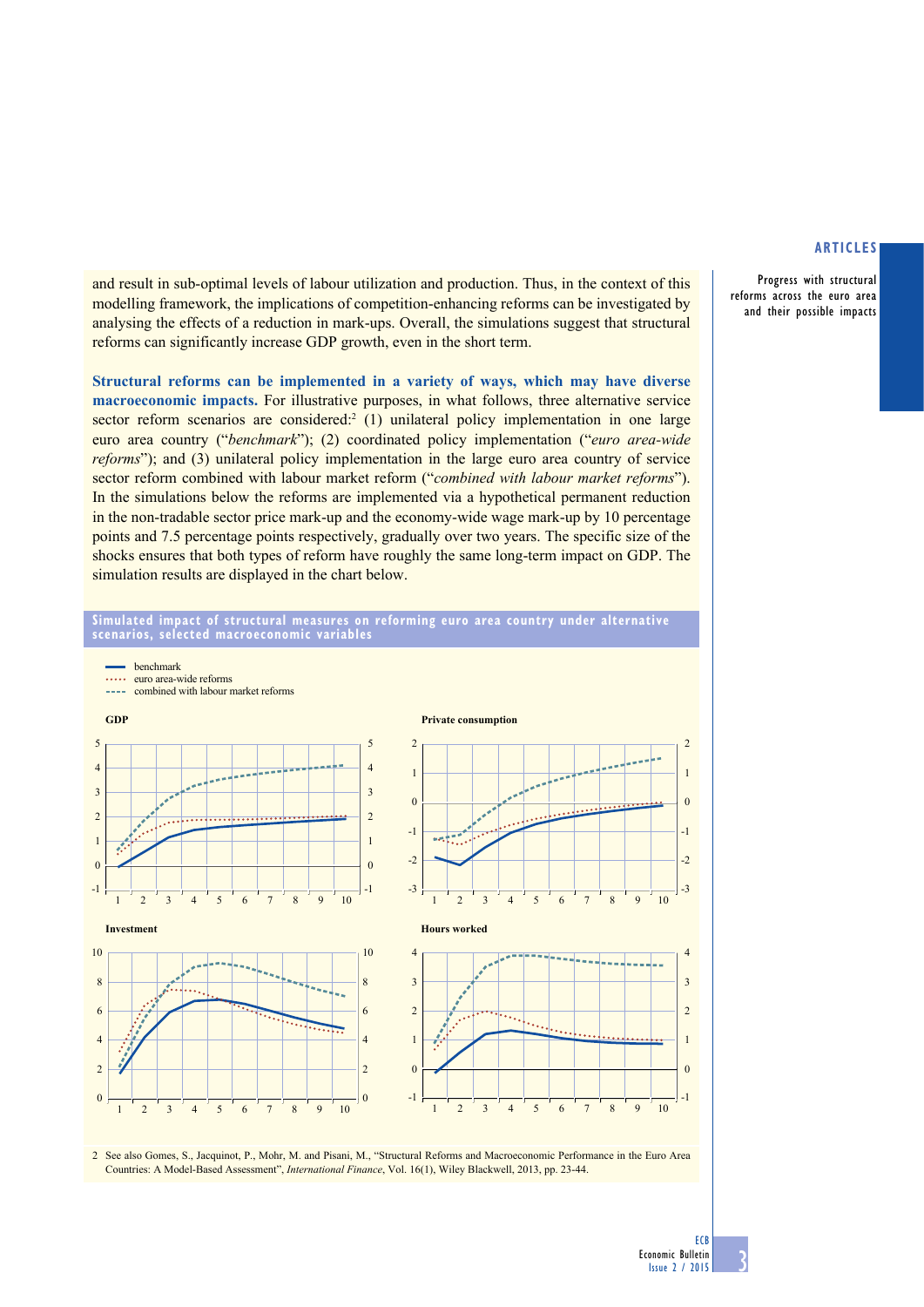and result in sub-optimal levels of labour utilization and production. Thus, in the context of this modelling framework, the implications of competition-enhancing reforms can be investigated by analysing the effects of a reduction in mark-ups. Overall, the simulations suggest that structural reforms can significantly increase GDP growth, even in the short term.

**Structural reforms can be implemented in a variety of ways, which may have diverse macroeconomic impacts.** For illustrative purposes, in what follows, three alternative service sector reform scenarios are considered:[2] (1) unilateral policy implementation in one large euro area country ("*benchmark*"); (2) coordinated policy implementation ("*euro area-wide reforms*"); and (3) unilateral policy implementation in the large euro area country of service sector reform combined with labour market reform ("*combined with labour market reforms*"). In the simulations below the reforms are implemented via a hypothetical permanent reduction in the non-tradable sector price mark-up and the economy-wide wage mark-up by 10 percentage points and 7.5 percentage points respectively, gradually over two years. The specific size of the shocks ensures that both types of reform have roughly the same long-term impact on GDP. The simulation results are displayed in the chart below.

**Simulated impact of structural measures on reforming euro area country under alternative scenarios, selected macroeconomic variables**

- benchmark
- euro area-wide reforms
- combined with labour market reforms

**GDP**

**Private consumption**

**Investment**

**Hours worked**

2 See also Gomes, S., Jacquinot, P., Mohr, M. and Pisani, M., "Structural Reforms and Macroeconomic Performance in the Euro Area Countries: A Model-Based Assessment", *International Finance*, Vol. 16(1), Wiley Blackwell, 2013, pp. 23-44.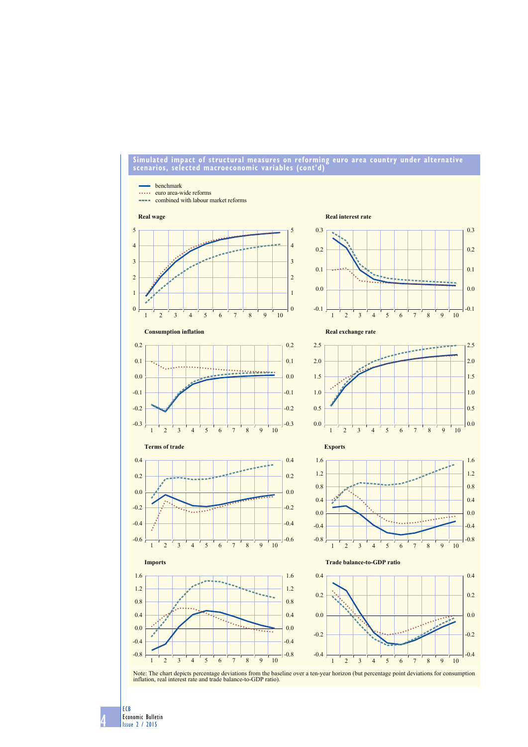## Simulated impact of structural measures on reforming euro area country under alternative scenarios, selected macroeconomic variables (cont'd)

- benchmark
- euro area-wide reforms
- combined with labour market reforms

**Real wage**

**Real interest rate**

**Consumption inflation**

**Real exchange rate**

**Terms of trade**

**Exports**

**Imports**

**Trade balance-to-GDP ratio**

Note: The chart depicts percentage deviations from the baseline over a ten-year horizon (but percentage point deviations for consumption inflation, real interest rate and trade balance-to-GDP ratio).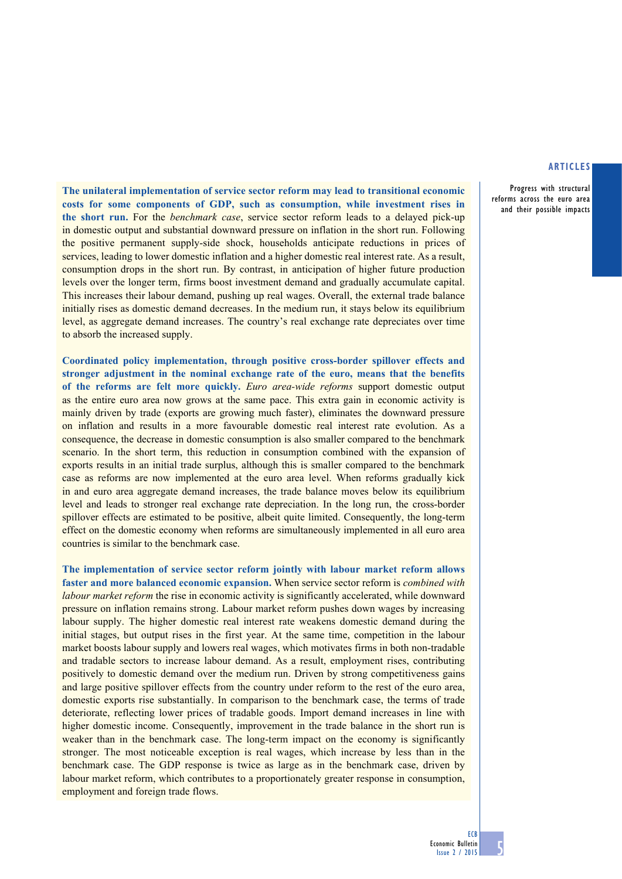**The unilateral implementation of service sector reform may lead to transitional economic costs for some components of GDP, such as consumption, while investment rises in the short run.** For the *benchmark case*, service sector reform leads to a delayed pick-up in domestic output and substantial downward pressure on inflation in the short run. Following the positive permanent supply-side shock, households anticipate reductions in prices of services, leading to lower domestic inflation and a higher domestic real interest rate. As a result, consumption drops in the short run. By contrast, in anticipation of higher future production levels over the longer term, firms boost investment demand and gradually accumulate capital. This increases their labour demand, pushing up real wages. Overall, the external trade balance initially rises as domestic demand decreases. In the medium run, it stays below its equilibrium level, as aggregate demand increases. The country's real exchange rate depreciates over time to absorb the increased supply.

**Coordinated policy implementation, through positive cross-border spillover effects and stronger adjustment in the nominal exchange rate of the euro, means that the benefits of the reforms are felt more quickly.** *Euro area-wide reforms* support domestic output as the entire euro area now grows at the same pace. This extra gain in economic activity is mainly driven by trade (exports are growing much faster), eliminates the downward pressure on inflation and results in a more favourable domestic real interest rate evolution. As a consequence, the decrease in domestic consumption is also smaller compared to the benchmark scenario. In the short term, this reduction in consumption combined with the expansion of exports results in an initial trade surplus, although this is smaller compared to the benchmark case as reforms are now implemented at the euro area level. When reforms gradually kick in and euro area aggregate demand increases, the trade balance moves below its equilibrium level and leads to stronger real exchange rate depreciation. In the long run, the cross-border spillover effects are estimated to be positive, albeit quite limited. Consequently, the long-term effect on the domestic economy when reforms are simultaneously implemented in all euro area countries is similar to the benchmark case.

**The implementation of service sector reform jointly with labour market reform allows faster and more balanced economic expansion.** When service sector reform is *combined with labour market reform* the rise in economic activity is significantly accelerated, while downward pressure on inflation remains strong. Labour market reform pushes down wages by increasing labour supply. The higher domestic real interest rate weakens domestic demand during the initial stages, but output rises in the first year. At the same time, competition in the labour market boosts labour supply and lowers real wages, which motivates firms in both non-tradable and tradable sectors to increase labour demand. As a result, employment rises, contributing positively to domestic demand over the medium run. Driven by strong competitiveness gains and large positive spillover effects from the country under reform to the rest of the euro area, domestic exports rise substantially. In comparison to the benchmark case, the terms of trade deteriorate, reflecting lower prices of tradable goods. Import demand increases in line with higher domestic income. Consequently, improvement in the trade balance in the short run is weaker than in the benchmark case. The long-term impact on the economy is significantly stronger. The most noticeable exception is real wages, which increase by less than in the benchmark case. The GDP response is twice as large as in the benchmark case, driven by labour market reform, which contributes to a proportionately greater response in consumption, employment and foreign trade flows.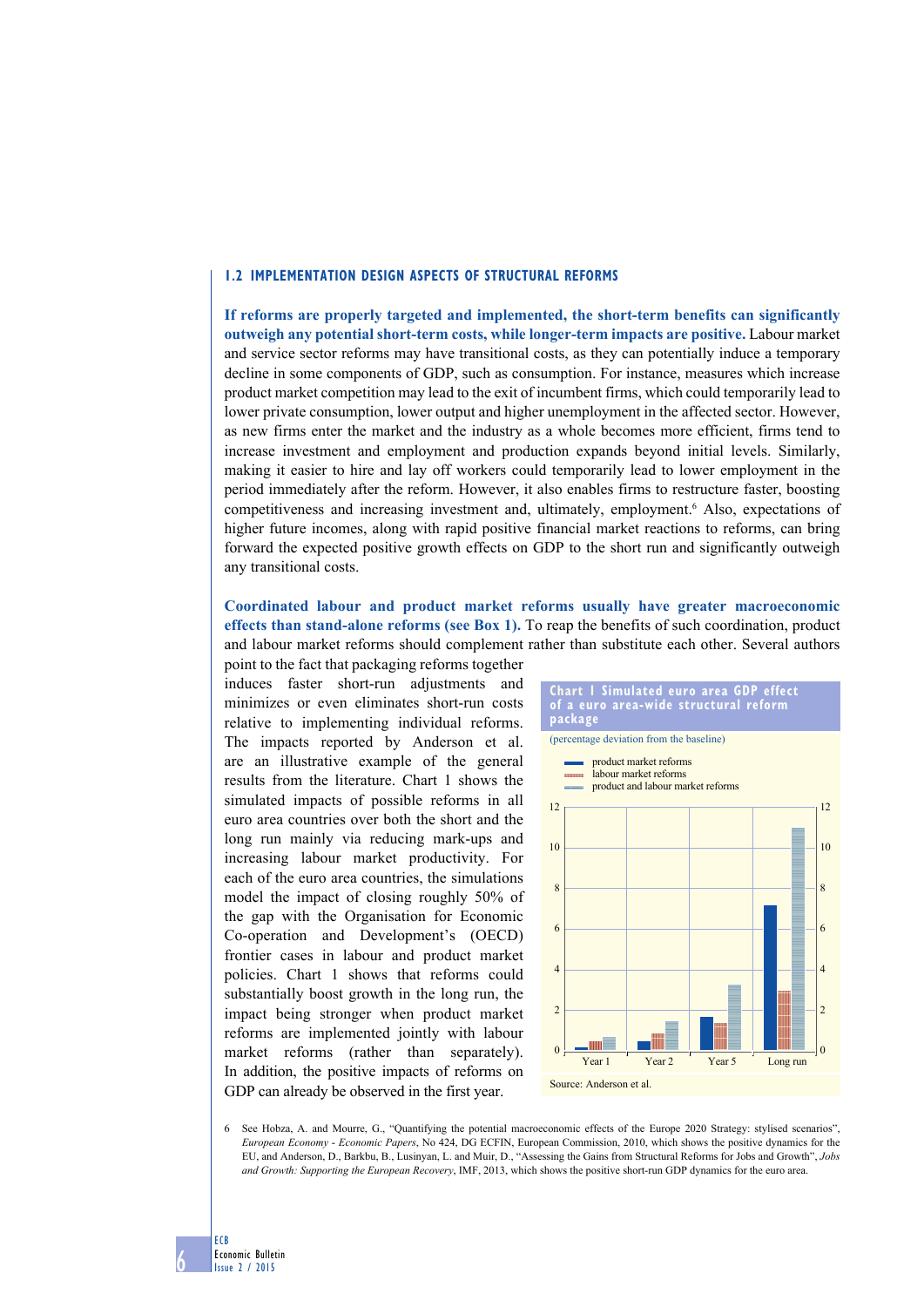## 1.2 IMPLEMENTATION DESIGN ASPECTS OF STRUCTURAL REFORMS

**If reforms are properly targeted and implemented, the short-term benefits can significantly outweigh any potential short-term costs, while longer-term impacts are positive.** Labour market and service sector reforms may have transitional costs, as they can potentially induce a temporary decline in some components of GDP, such as consumption. For instance, measures which increase product market competition may lead to the exit of incumbent firms, which could temporarily lead to lower private consumption, lower output and higher unemployment in the affected sector. However, as new firms enter the market and the industry as a whole becomes more efficient, firms tend to increase investment and employment and production expands beyond initial levels. Similarly, making it easier to hire and lay off workers could temporarily lead to lower employment in the period immediately after the reform. However, it also enables firms to restructure faster, boosting competitiveness and increasing investment and, ultimately, employment.[6] Also, expectations of higher future incomes, along with rapid positive financial market reactions to reforms, can bring forward the expected positive growth effects on GDP to the short run and significantly outweigh any transitional costs.

**Coordinated labour and product market reforms usually have greater macroeconomic effects than stand-alone reforms (see Box 1).** To reap the benefits of such coordination, product and labour market reforms should complement rather than substitute each other. Several authors point to the fact that packaging reforms together induces faster short-run adjustments and minimizes or even eliminates short-run costs relative to implementing individual reforms. The impacts reported by Anderson et al. are an illustrative example of the general results from the literature. Chart 1 shows the simulated impacts of possible reforms in all euro area countries over both the short and the long run mainly via reducing mark-ups and increasing labour market productivity. For each of the euro area countries, the simulations model the impact of closing roughly 50% of the gap with the Organisation for Economic Co-operation and Development's (OECD) frontier cases in labour and product market policies. Chart 1 shows that reforms could substantially boost growth in the long run, the impact being stronger when product market reforms are implemented jointly with labour market reforms (rather than separately). In addition, the positive impacts of reforms on GDP can already be observed in the first year.

**Chart 1 Simulated euro area GDP effect of a euro area-wide structural reform package**

(percentage deviation from the baseline)

- product market reforms
- labour market reforms
- product and labour market reforms

Source: Anderson et al.

6 See Hobza, A. and Mourre, G., "Quantifying the potential macroeconomic effects of the Europe 2020 Strategy: stylised scenarios", *European Economy - Economic Papers*, No 424, DG ECFIN, European Commission, 2010, which shows the positive dynamics for the EU, and Anderson, D., Barkbu, B., Lusinyan, L. and Muir, D., "Assessing the Gains from Structural Reforms for Jobs and Growth", *Jobs and Growth: Supporting the European Recovery*, IMF, 2013, which shows the positive short-run GDP dynamics for the euro area.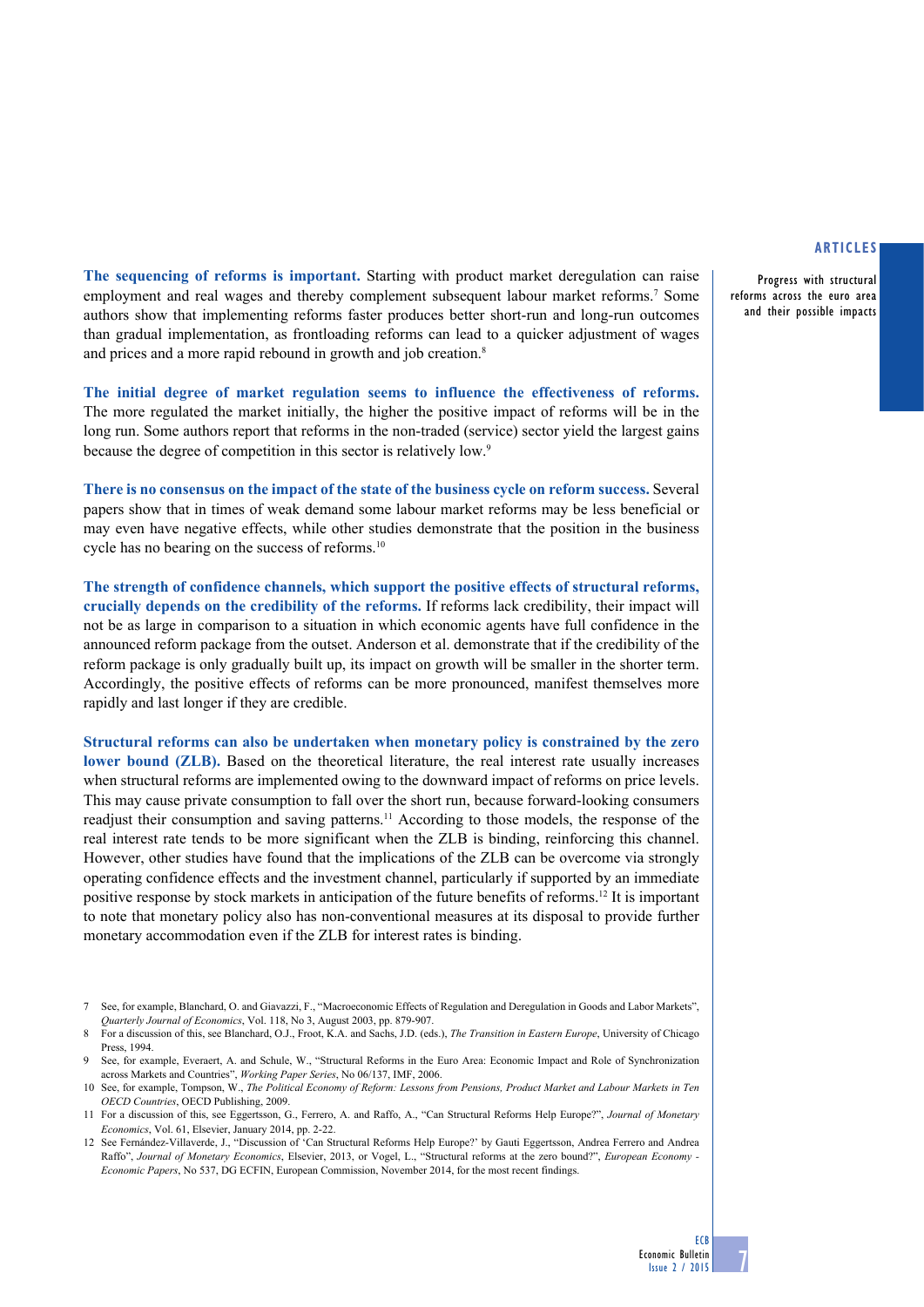**The sequencing of reforms is important.** Starting with product market deregulation can raise employment and real wages and thereby complement subsequent labour market reforms.[7] Some authors show that implementing reforms faster produces better short-run and long-run outcomes than gradual implementation, as frontloading reforms can lead to a quicker adjustment of wages and prices and a more rapid rebound in growth and job creation.[8]

**The initial degree of market regulation seems to influence the effectiveness of reforms.** The more regulated the market initially, the higher the positive impact of reforms will be in the long run. Some authors report that reforms in the non-traded (service) sector yield the largest gains because the degree of competition in this sector is relatively low.[9]

**There is no consensus on the impact of the state of the business cycle on reform success.** Several papers show that in times of weak demand some labour market reforms may be less beneficial or may even have negative effects, while other studies demonstrate that the position in the business cycle has no bearing on the success of reforms.[10]

**The strength of confidence channels, which support the positive effects of structural reforms, crucially depends on the credibility of the reforms.** If reforms lack credibility, their impact will not be as large in comparison to a situation in which economic agents have full confidence in the announced reform package from the outset. Anderson et al. demonstrate that if the credibility of the reform package is only gradually built up, its impact on growth will be smaller in the shorter term. Accordingly, the positive effects of reforms can be more pronounced, manifest themselves more rapidly and last longer if they are credible.

**Structural reforms can also be undertaken when monetary policy is constrained by the zero lower bound (ZLB).** Based on the theoretical literature, the real interest rate usually increases when structural reforms are implemented owing to the downward impact of reforms on price levels. This may cause private consumption to fall over the short run, because forward-looking consumers readjust their consumption and saving patterns.[11] According to those models, the response of the real interest rate tends to be more significant when the ZLB is binding, reinforcing this channel. However, other studies have found that the implications of the ZLB can be overcome via strongly operating confidence effects and the investment channel, particularly if supported by an immediate positive response by stock markets in anticipation of the future benefits of reforms.[12] It is important to note that monetary policy also has non-conventional measures at its disposal to provide further monetary accommodation even if the ZLB for interest rates is binding.

7 See, for example, Blanchard, O. and Giavazzi, F., "Macroeconomic Effects of Regulation and Deregulation in Goods and Labor Markets", *Quarterly Journal of Economics*, Vol. 118, No 3, August 2003, pp. 879-907.

8 For a discussion of this, see Blanchard, O.J., Froot, K.A. and Sachs, J.D. (eds.), *The Transition in Eastern Europe*, University of Chicago Press, 1994.

9 See, for example, Everaert, A. and Schule, W., "Structural Reforms in the Euro Area: Economic Impact and Role of Synchronization across Markets and Countries", *Working Paper Series*, No 06/137, IMF, 2006.

10 See, for example, Tompson, W., *The Political Economy of Reform: Lessons from Pensions, Product Market and Labour Markets in Ten OECD Countries*, OECD Publishing, 2009.

11 For a discussion of this, see Eggertsson, G., Ferrero, A. and Raffo, A., "Can Structural Reforms Help Europe?", *Journal of Monetary Economics*, Vol. 61, Elsevier, January 2014, pp. 2-22.

12 See Fernández-Villaverde, J., "Discussion of 'Can Structural Reforms Help Europe?' by Gauti Eggertsson, Andrea Ferrero and Andrea Raffo", *Journal of Monetary Economics*, Elsevier, 2013, or Vogel, L., "Structural reforms at the zero bound?", *European Economy - Economic Papers*, No 537, DG ECFIN, European Commission, November 2014, for the most recent findings.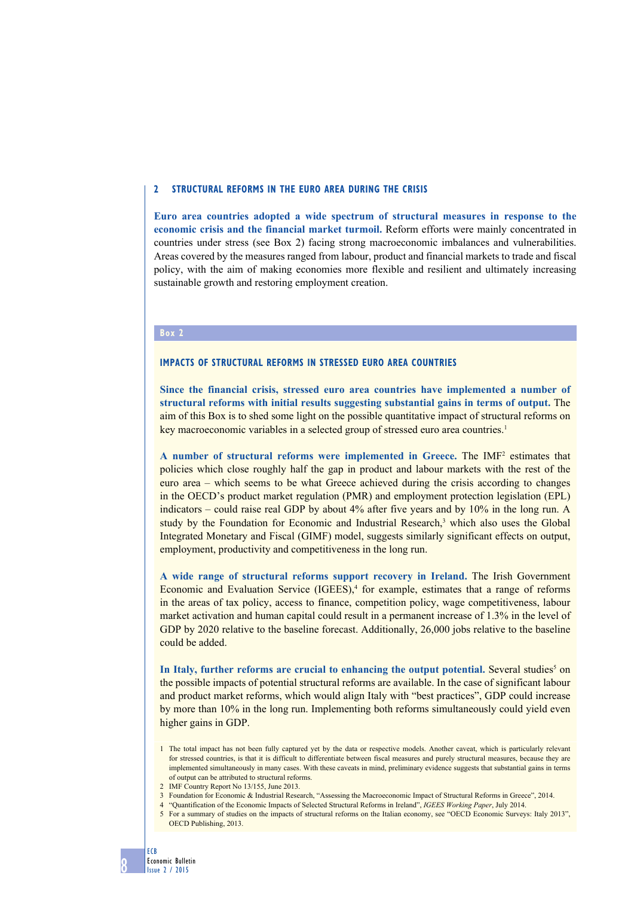## 2 STRUCTURAL REFORMS IN THE EURO AREA DURING THE CRISIS

**Euro area countries adopted a wide spectrum of structural measures in response to the economic crisis and the financial market turmoil.** Reform efforts were mainly concentrated in countries under stress (see Box 2) facing strong macroeconomic imbalances and vulnerabilities. Areas covered by the measures ranged from labour, product and financial markets to trade and fiscal policy, with the aim of making economies more flexible and resilient and ultimately increasing sustainable growth and restoring employment creation.

### Box 2

### IMPACTS OF STRUCTURAL REFORMS IN STRESSED EURO AREA COUNTRIES

**Since the financial crisis, stressed euro area countries have implemented a number of structural reforms with initial results suggesting substantial gains in terms of output.** The aim of this Box is to shed some light on the possible quantitative impact of structural reforms on key macroeconomic variables in a selected group of stressed euro area countries.[1]

**A number of structural reforms were implemented in Greece.** The IMF[2] estimates that policies which close roughly half the gap in product and labour markets with the rest of the euro area – which seems to be what Greece achieved during the crisis according to changes in the OECD's product market regulation (PMR) and employment protection legislation (EPL) indicators – could raise real GDP by about 4% after five years and by 10% in the long run. A study by the Foundation for Economic and Industrial Research,[3] which also uses the Global Integrated Monetary and Fiscal (GIMF) model, suggests similarly significant effects on output, employment, productivity and competitiveness in the long run.

**A wide range of structural reforms support recovery in Ireland.** The Irish Government Economic and Evaluation Service (IGEES),[4] for example, estimates that a range of reforms in the areas of tax policy, access to finance, competition policy, wage competitiveness, labour market activation and human capital could result in a permanent increase of 1.3% in the level of GDP by 2020 relative to the baseline forecast. Additionally, 26,000 jobs relative to the baseline could be added.

**In Italy, further reforms are crucial to enhancing the output potential.** Several studies[5] on the possible impacts of potential structural reforms are available. In the case of significant labour and product market reforms, which would align Italy with "best practices", GDP could increase by more than 10% in the long run. Implementing both reforms simultaneously could yield even higher gains in GDP.

1 The total impact has not been fully captured yet by the data or respective models. Another caveat, which is particularly relevant for stressed countries, is that it is difficult to differentiate between fiscal measures and purely structural measures, because they are implemented simultaneously in many cases. With these caveats in mind, preliminary evidence suggests that substantial gains in terms of output can be attributed to structural reforms.

2 IMF Country Report No 13/155, June 2013.

3 Foundation for Economic & Industrial Research, "Assessing the Macroeconomic Impact of Structural Reforms in Greece", 2014.

4 "Quantification of the Economic Impacts of Selected Structural Reforms in Ireland", *IGEES Working Paper*, July 2014.

5 For a summary of studies on the impacts of structural reforms on the Italian economy, see "OECD Economic Surveys: Italy 2013", OECD Publishing, 2013.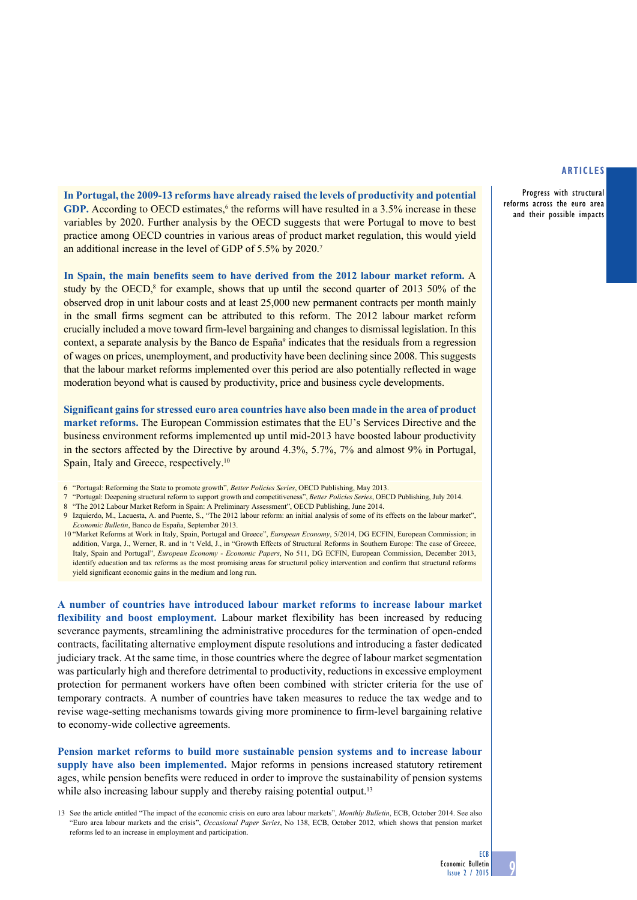**In Portugal, the 2009-13 reforms have already raised the levels of productivity and potential GDP.** According to OECD estimates,[6] the reforms will have resulted in a 3.5% increase in these variables by 2020. Further analysis by the OECD suggests that were Portugal to move to best practice among OECD countries in various areas of product market regulation, this would yield an additional increase in the level of GDP of 5.5% by 2020.[7]

**In Spain, the main benefits seem to have derived from the 2012 labour market reform.** A study by the OECD,[8] for example, shows that up until the second quarter of 2013 50% of the observed drop in unit labour costs and at least 25,000 new permanent contracts per month mainly in the small firms segment can be attributed to this reform. The 2012 labour market reform crucially included a move toward firm-level bargaining and changes to dismissal legislation. In this context, a separate analysis by the Banco de España[9] indicates that the residuals from a regression of wages on prices, unemployment, and productivity have been declining since 2008. This suggests that the labour market reforms implemented over this period are also potentially reflected in wage moderation beyond what is caused by productivity, price and business cycle developments.

**Significant gains for stressed euro area countries have also been made in the area of product market reforms.** The European Commission estimates that the EU's Services Directive and the business environment reforms implemented up until mid-2013 have boosted labour productivity in the sectors affected by the Directive by around 4.3%, 5.7%, 7% and almost 9% in Portugal, Spain, Italy and Greece, respectively.[10]

6 "Portugal: Reforming the State to promote growth", *Better Policies Series*, OECD Publishing, May 2013.

7 "Portugal: Deepening structural reform to support growth and competitiveness", *Better Policies Series*, OECD Publishing, July 2014.

8 "The 2012 Labour Market Reform in Spain: A Preliminary Assessment", OECD Publishing, June 2014.

9 Izquierdo, M., Lacuesta, A. and Puente, S., "The 2012 labour reform: an initial analysis of some of its effects on the labour market", *Economic Bulletin*, Banco de España, September 2013.

10 "Market Reforms at Work in Italy, Spain, Portugal and Greece", *European Economy*, 5/2014, DG ECFIN, European Commission; in addition, Varga, J., Werner, R. and in 't Veld, J., in "Growth Effects of Structural Reforms in Southern Europe: The case of Greece, Italy, Spain and Portugal", *European Economy - Economic Papers*, No 511, DG ECFIN, European Commission, December 2013, identify education and tax reforms as the most promising areas for structural policy intervention and confirm that structural reforms yield significant economic gains in the medium and long run.

**A number of countries have introduced labour market reforms to increase labour market flexibility and boost employment.** Labour market flexibility has been increased by reducing severance payments, streamlining the administrative procedures for the termination of open-ended contracts, facilitating alternative employment dispute resolutions and introducing a faster dedicated judiciary track. At the same time, in those countries where the degree of labour market segmentation was particularly high and therefore detrimental to productivity, reductions in excessive employment protection for permanent workers have often been combined with stricter criteria for the use of temporary contracts. A number of countries have taken measures to reduce the tax wedge and to revise wage-setting mechanisms towards giving more prominence to firm-level bargaining relative to economy-wide collective agreements.

**Pension market reforms to build more sustainable pension systems and to increase labour supply have also been implemented.** Major reforms in pensions increased statutory retirement ages, while pension benefits were reduced in order to improve the sustainability of pension systems while also increasing labour supply and thereby raising potential output.[13]

13 See the article entitled "The impact of the economic crisis on euro area labour markets", *Monthly Bulletin*, ECB, October 2014. See also "Euro area labour markets and the crisis", *Occasional Paper Series*, No 138, ECB, October 2012, which shows that pension market reforms led to an increase in employment and participation.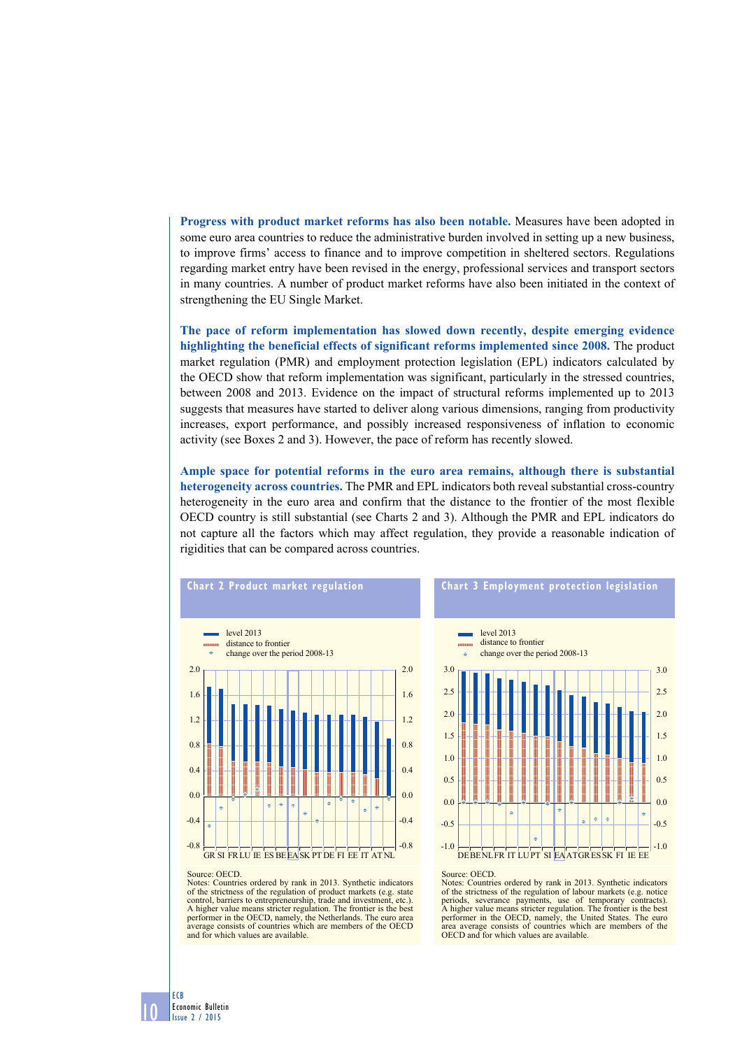**Progress with product market reforms has also been notable.** Measures have been adopted in some euro area countries to reduce the administrative burden involved in setting up a new business, to improve firms' access to finance and to improve competition in sheltered sectors. Regulations regarding market entry have been revised in the energy, professional services and transport sectors in many countries. A number of product market reforms have also been initiated in the context of strengthening the EU Single Market.

**The pace of reform implementation has slowed down recently, despite emerging evidence highlighting the beneficial effects of significant reforms implemented since 2008.** The product market regulation (PMR) and employment protection legislation (EPL) indicators calculated by the OECD show that reform implementation was significant, particularly in the stressed countries, between 2008 and 2013. Evidence on the impact of structural reforms implemented up to 2013 suggests that measures have started to deliver along various dimensions, ranging from productivity increases, export performance, and possibly increased responsiveness of inflation to economic activity (see Boxes 2 and 3). However, the pace of reform has recently slowed.

**Ample space for potential reforms in the euro area remains, although there is substantial heterogeneity across countries.** The PMR and EPL indicators both reveal substantial cross-country heterogeneity in the euro area and confirm that the distance to the frontier of the most flexible OECD country is still substantial (see Charts 2 and 3). Although the PMR and EPL indicators do not capture all the factors which may affect regulation, they provide a reasonable indication of rigidities that can be compared across countries.

**Chart 2 Product market regulation**

- level 2013
- distance to frontier
- change over the period 2008-13

GR SI FR LU IE ES BE EA SK PT DE FI EE IT AT NL

Source: OECD.
Notes: Countries ordered by rank in 2013. Synthetic indicators of the strictness of the regulation of product markets (e.g. state control, barriers to entrepreneurship, trade and investment, etc.). A higher value means stricter regulation. The frontier is the best performer in the OECD, namely, the Netherlands. The euro area average consists of countries which are members of the OECD and for which values are available.

**Chart 3 Employment protection legislation**

- level 2013
- distance to frontier
- change over the period 2008-13

DE BE NL FR IT LU PT SI EA AT GR ES SK FI IE EE

Source: OECD.
Notes: Countries ordered by rank in 2013. Synthetic indicators of the strictness of the regulation of labour markets (e.g. notice periods, severance payments, use of temporary contracts). A higher value means stricter regulation. The frontier is the best performer in the OECD, namely, the United States. The euro area average consists of countries which are members of the OECD and for which values are available.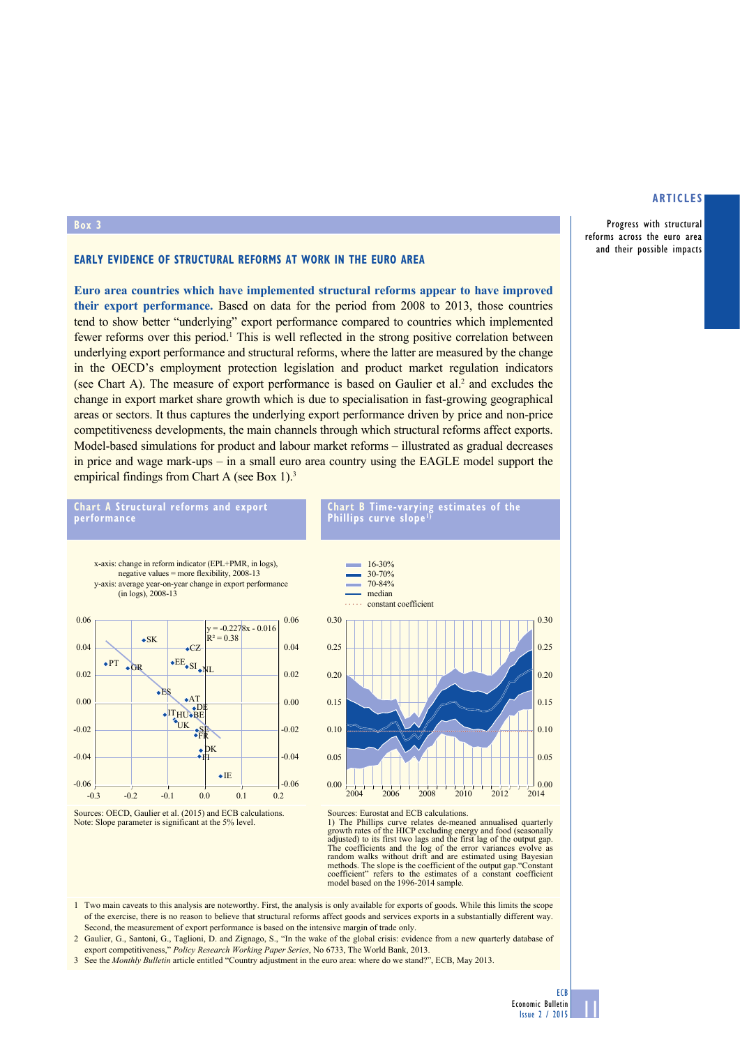## Box 3

### EARLY EVIDENCE OF STRUCTURAL REFORMS AT WORK IN THE EURO AREA

**Euro area countries which have implemented structural reforms appear to have improved their export performance.** Based on data for the period from 2008 to 2013, those countries tend to show better "underlying" export performance compared to countries which implemented fewer reforms over this period.[1] This is well reflected in the strong positive correlation between underlying export performance and structural reforms, where the latter are measured by the change in the OECD's employment protection legislation and product market regulation indicators (see Chart A). The measure of export performance is based on Gaulier et al.[2] and excludes the change in export market share growth which is due to specialisation in fast-growing geographical areas or sectors. It thus captures the underlying export performance driven by price and non-price competitiveness developments, the main channels through which structural reforms affect exports. Model-based simulations for product and labour market reforms – illustrated as gradual decreases in price and wage mark-ups – in a small euro area country using the EAGLE model support the empirical findings from Chart A (see Box 1).[3]

**Chart A Structural reforms and export performance**

x-axis: change in reform indicator (EPL+PMR, in logs), negative values = more flexibility, 2008-13
y-axis: average year-on-year change in export performance (in logs), 2008-13

$y = -0.2278x - 0.016$
$R^2 = 0.38$

Sources: OECD, Gaulier et al. (2015) and ECB calculations.
Note: Slope parameter is significant at the 5% level.

**Chart B Time-varying estimates of the Phillips curve slope**[1)]

16-30%
30-70%
70-84%
median
constant coefficient

Sources: Eurostat and ECB calculations.
1) The Phillips curve relates de-meaned annualised quarterly growth rates of the HICP excluding energy and food (seasonally adjusted) to its first two lags and the first lag of the output gap. The coefficients and the log of the error variances evolve as random walks without drift and are estimated using Bayesian methods. The slope is the coefficient of the output gap."Constant coefficient" refers to the estimates of a constant coefficient model based on the 1996-2014 sample.

1 Two main caveats to this analysis are noteworthy. First, the analysis is only available for exports of goods. While this limits the scope of the exercise, there is no reason to believe that structural reforms affect goods and services exports in a substantially different way. Second, the measurement of export performance is based on the intensive margin of trade only.

2 Gaulier, G., Santoni, G., Taglioni, D. and Zignago, S., "In the wake of the global crisis: evidence from a new quarterly database of export competitiveness," *Policy Research Working Paper Series*, No 6733, The World Bank, 2013.

3 See the *Monthly Bulletin* article entitled "Country adjustment in the euro area: where do we stand?", ECB, May 2013.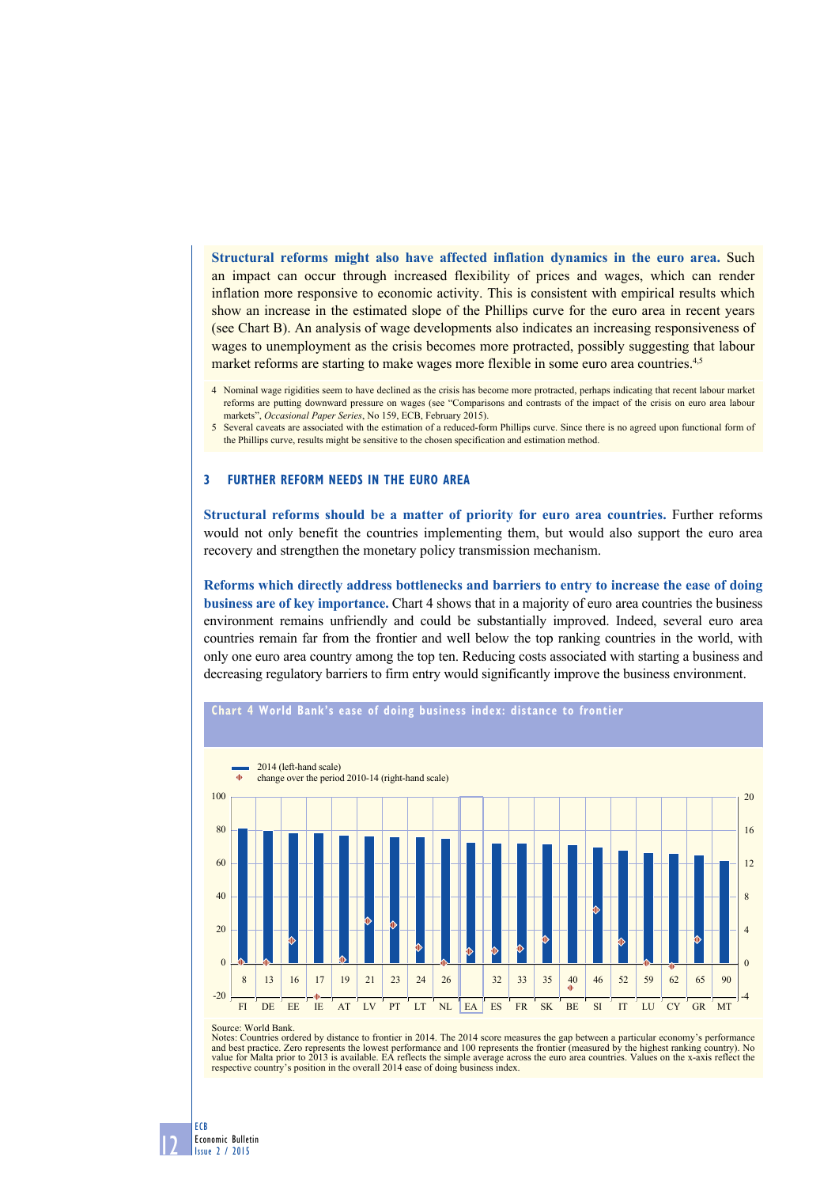**Structural reforms might also have affected inflation dynamics in the euro area.** Such an impact can occur through increased flexibility of prices and wages, which can render inflation more responsive to economic activity. This is consistent with empirical results which show an increase in the estimated slope of the Phillips curve for the euro area in recent years (see Chart B). An analysis of wage developments also indicates an increasing responsiveness of wages to unemployment as the crisis becomes more protracted, possibly suggesting that labour market reforms are starting to make wages more flexible in some euro area countries.[4,5]

4 Nominal wage rigidities seem to have declined as the crisis has become more protracted, perhaps indicating that recent labour market reforms are putting downward pressure on wages (see "Comparisons and contrasts of the impact of the crisis on euro area labour markets", *Occasional Paper Series*, No 159, ECB, February 2015).

5 Several caveats are associated with the estimation of a reduced-form Phillips curve. Since there is no agreed upon functional form of the Phillips curve, results might be sensitive to the chosen specification and estimation method.

## 3 FURTHER REFORM NEEDS IN THE EURO AREA

**Structural reforms should be a matter of priority for euro area countries.** Further reforms would not only benefit the countries implementing them, but would also support the euro area recovery and strengthen the monetary policy transmission mechanism.

**Reforms which directly address bottlenecks and barriers to entry to increase the ease of doing business are of key importance.** Chart 4 shows that in a majority of euro area countries the business environment remains unfriendly and could be substantially improved. Indeed, several euro area countries remain far from the frontier and well below the top ranking countries in the world, with only one euro area country among the top ten. Reducing costs associated with starting a business and decreasing regulatory barriers to firm entry would significantly improve the business environment.

**Chart 4 World Bank's ease of doing business index: distance to frontier**

- 2014 (left-hand scale)
- change over the period 2010-14 (right-hand scale)

| | FI | DE | EE | IE | AT | LV | PT | LT | NL | EA | ES | FR | SK | BE | SI | IT | LU | CY | GR | MT |
|---|---|---|---|---|---|---|---|---|---|---|---|---|---|---|---|---|---|---|---|---|
| Position in overall 2014 ease of doing business index | 8 | 13 | 16 | 17 | 19 | 21 | 23 | 24 | 26 | | 32 | 33 | 35 | 40 | 46 | 52 | 59 | 62 | 65 | 90 |

Source: World Bank.
Notes: Countries ordered by distance to frontier in 2014. The 2014 score measures the gap between a particular economy's performance and best practice. Zero represents the lowest performance and 100 represents the frontier (measured by the highest ranking country). No value for Malta prior to 2013 is available. EA reflects the simple average across the euro area countries. Values on the x-axis reflect the respective country's position in the overall 2014 ease of doing business index.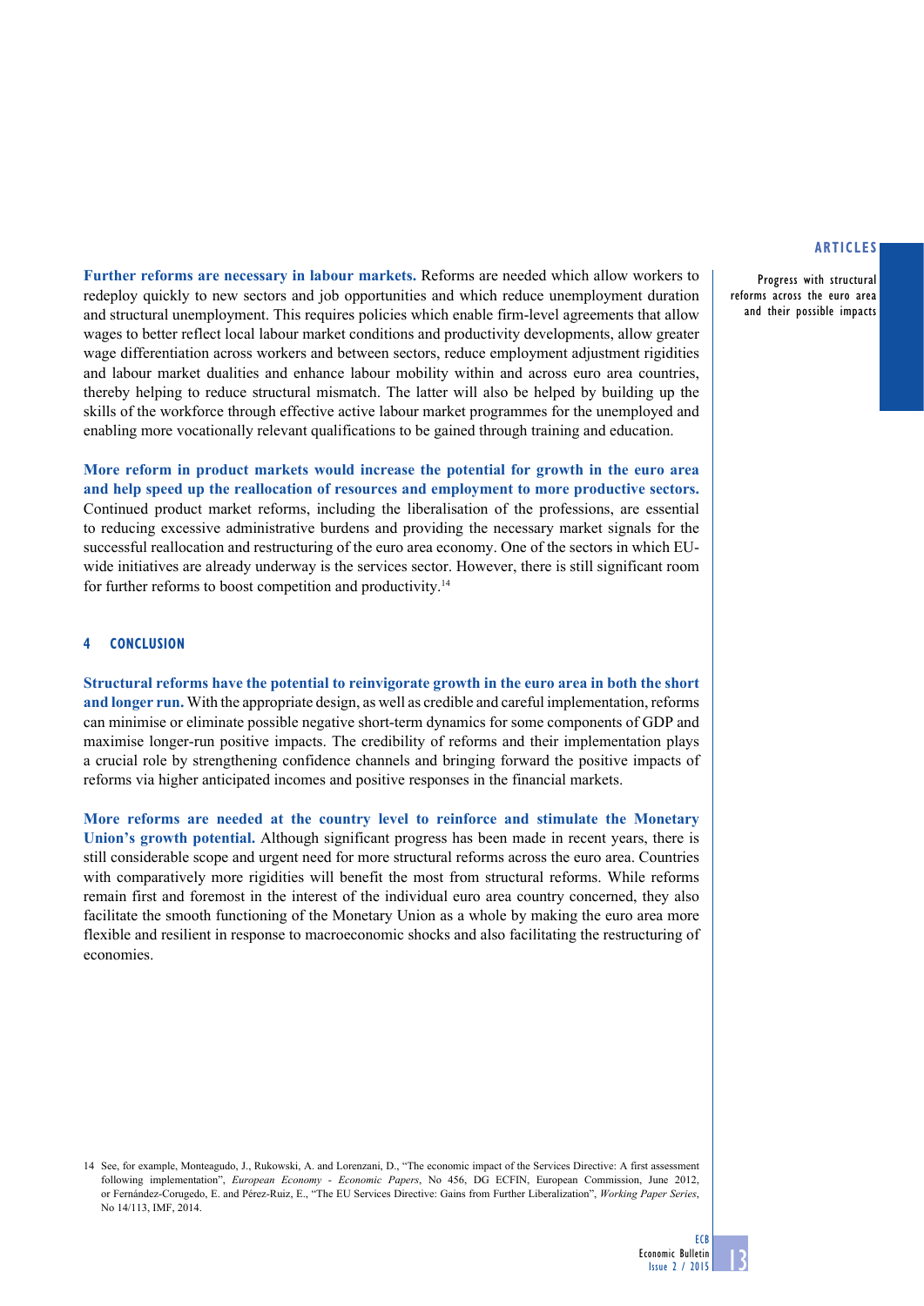**Further reforms are necessary in labour markets.** Reforms are needed which allow workers to redeploy quickly to new sectors and job opportunities and which reduce unemployment duration and structural unemployment. This requires policies which enable firm-level agreements that allow wages to better reflect local labour market conditions and productivity developments, allow greater wage differentiation across workers and between sectors, reduce employment adjustment rigidities and labour market dualities and enhance labour mobility within and across euro area countries, thereby helping to reduce structural mismatch. The latter will also be helped by building up the skills of the workforce through effective active labour market programmes for the unemployed and enabling more vocationally relevant qualifications to be gained through training and education.

**More reform in product markets would increase the potential for growth in the euro area and help speed up the reallocation of resources and employment to more productive sectors.** Continued product market reforms, including the liberalisation of the professions, are essential to reducing excessive administrative burdens and providing the necessary market signals for the successful reallocation and restructuring of the euro area economy. One of the sectors in which EU-wide initiatives are already underway is the services sector. However, there is still significant room for further reforms to boost competition and productivity.[14]

## 4 CONCLUSION

**Structural reforms have the potential to reinvigorate growth in the euro area in both the short and longer run.** With the appropriate design, as well as credible and careful implementation, reforms can minimise or eliminate possible negative short-term dynamics for some components of GDP and maximise longer-run positive impacts. The credibility of reforms and their implementation plays a crucial role by strengthening confidence channels and bringing forward the positive impacts of reforms via higher anticipated incomes and positive responses in the financial markets.

**More reforms are needed at the country level to reinforce and stimulate the Monetary Union's growth potential.** Although significant progress has been made in recent years, there is still considerable scope and urgent need for more structural reforms across the euro area. Countries with comparatively more rigidities will benefit the most from structural reforms. While reforms remain first and foremost in the interest of the individual euro area country concerned, they also facilitate the smooth functioning of the Monetary Union as a whole by making the euro area more flexible and resilient in response to macroeconomic shocks and also facilitating the restructuring of economies.

14 See, for example, Monteagudo, J., Rukowski, A. and Lorenzani, D., "The economic impact of the Services Directive: A first assessment following implementation", *European Economy - Economic Papers*, No 456, DG ECFIN, European Commission, June 2012, or Fernández-Corugedo, E. and Pérez-Ruiz, E., "The EU Services Directive: Gains from Further Liberalization", *Working Paper Series*, No 14/113, IMF, 2014.